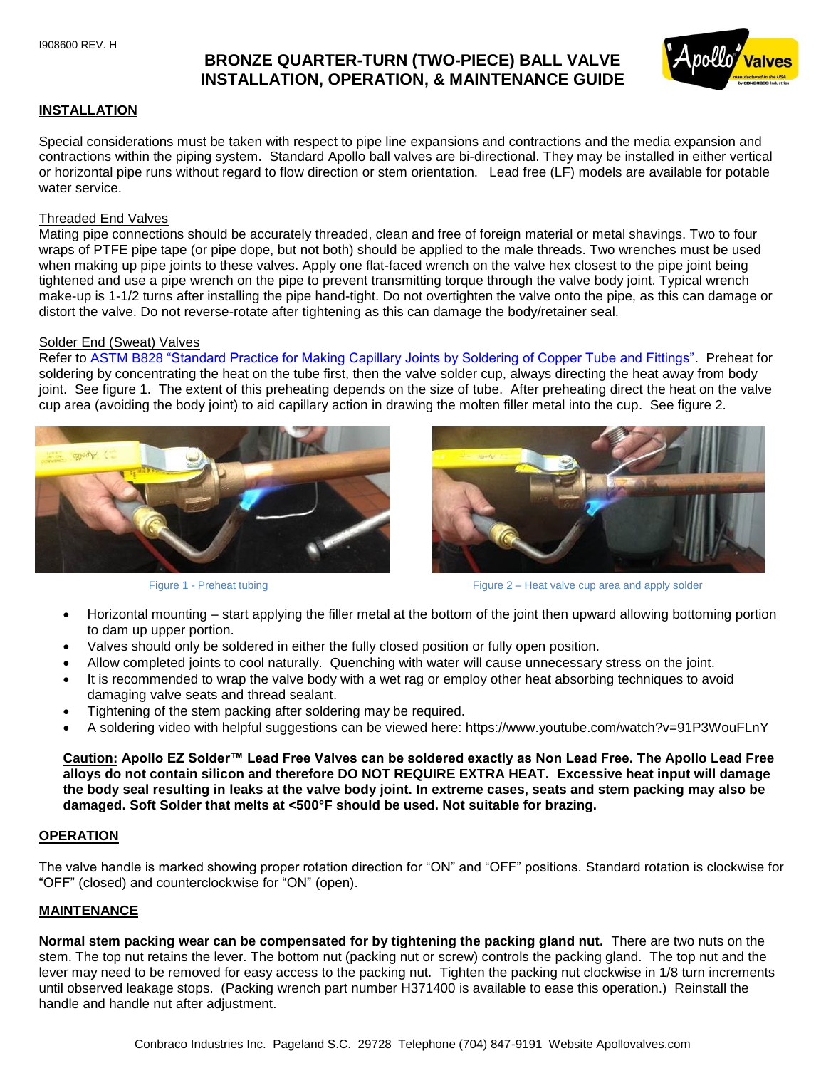I908600 REV. H

# BRONZE QUARTER-TURN (TWO-PIECE) BALL VALVE INSTALLATION, OPERATION, & MAINTENANCE GUIDE

## INSTALLATION

Special considerations must be taken with respect to pipe line expansions and contractions and the media expansion and contractions within the piping system. Standard Apollo ball valves are bi-directional. They may be installed in either vertical or horizontal pipe runs without regard to flow direction or stem orientation. Lead free (LF) models are available for potable water service.

### Threaded End Valves

Mating pipe connections should be accurately threaded, clean and free of foreign material or metal shavings. Two to four wraps of PTFE pipe tape (or pipe dope, but not both) should be applied to the male threads. Two wrenches must be used when making up pipe joints to these valves. Apply one flat-faced wrench on the valve hex closest to the pipe joint being tightened and use a pipe wrench on the pipe to prevent transmitting torque through the valve body joint. Typical wrench make-up is 1-1/2 turns after installing the pipe hand-tight. Do not overtighten the valve onto the pipe, as this can damage or distort the valve. Do not reverse-rotate after tightening as this can damage the body/retainer seal.

### Solder End (Sweat) Valves

Refer to ASTM B828 "Standard Practice for Making Capillary Joints by Soldering of Copper Tube and Fittings". Preheat for soldering by concentrating the heat on the tube first, then the valve solder cup, always directing the heat away from body joint. See figure 1. The extent of this preheating depends on the size of tube. After preheating direct the heat on the valve cup area (avoiding the body joint) to aid capillary action in drawing the molten filler metal into the cup. See figure 2.

Figure 1 - Preheat tubing

Figure 2 – Heat valve cup area and apply solder

- Horizontal mounting – start applying the filler metal at the bottom of the joint then upward allowing bottoming portion to dam up upper portion.
- Valves should only be soldered in either the fully closed position or fully open position.
- Allow completed joints to cool naturally. Quenching with water will cause unnecessary stress on the joint.
- It is recommended to wrap the valve body with a wet rag or employ other heat absorbing techniques to avoid damaging valve seats and thread sealant.
- Tightening of the stem packing after soldering may be required.
- A soldering video with helpful suggestions can be viewed here: https://www.youtube.com/watch?v=91P3WouFLnY

**Caution: Apollo EZ Solder™ Lead Free Valves can be soldered exactly as Non Lead Free. The Apollo Lead Free alloys do not contain silicon and therefore DO NOT REQUIRE EXTRA HEAT. Excessive heat input will damage the body seal resulting in leaks at the valve body joint. In extreme cases, seats and stem packing may also be damaged. Soft Solder that melts at <500°F should be used. Not suitable for brazing.**

## OPERATION

The valve handle is marked showing proper rotation direction for "ON" and "OFF" positions. Standard rotation is clockwise for "OFF" (closed) and counterclockwise for "ON" (open).

## MAINTENANCE

**Normal stem packing wear can be compensated for by tightening the packing gland nut.** There are two nuts on the stem. The top nut retains the lever. The bottom nut (packing nut or screw) controls the packing gland. The top nut and the lever may need to be removed for easy access to the packing nut. Tighten the packing nut clockwise in 1/8 turn increments until observed leakage stops. (Packing wrench part number H371400 is available to ease this operation.) Reinstall the handle and handle nut after adjustment.

Conbraco Industries Inc. Pageland S.C. 29728 Telephone (704) 847-9191 Website Apollovalves.com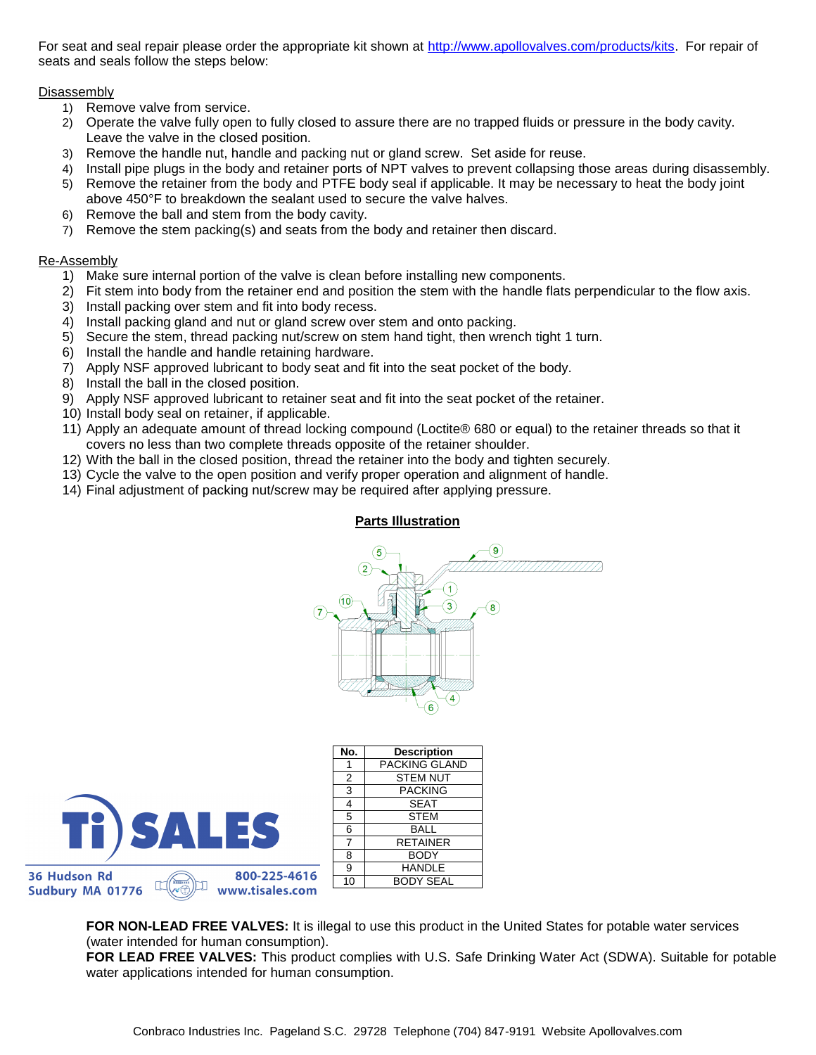For seat and seal repair please order the appropriate kit shown at http://www.apollovalves.com/products/kits. For repair of seats and seals follow the steps below:

Disassembly

1) Remove valve from service.
2) Operate the valve fully open to fully closed to assure there are no trapped fluids or pressure in the body cavity. Leave the valve in the closed position.
3) Remove the handle nut, handle and packing nut or gland screw. Set aside for reuse.
4) Install pipe plugs in the body and retainer ports of NPT valves to prevent collapsing those areas during disassembly.
5) Remove the retainer from the body and PTFE body seal if applicable. It may be necessary to heat the body joint above 450°F to breakdown the sealant used to secure the valve halves.
6) Remove the ball and stem from the body cavity.
7) Remove the stem packing(s) and seats from the body and retainer then discard.

Re-Assembly

1) Make sure internal portion of the valve is clean before installing new components.
2) Fit stem into body from the retainer end and position the stem with the handle flats perpendicular to the flow axis.
3) Install packing over stem and fit into body recess.
4) Install packing gland and nut or gland screw over stem and onto packing.
5) Secure the stem, thread packing nut/screw on stem hand tight, then wrench tight 1 turn.
6) Install the handle and handle retaining hardware.
7) Apply NSF approved lubricant to body seat and fit into the seat pocket of the body.
8) Install the ball in the closed position.
9) Apply NSF approved lubricant to retainer seat and fit into the seat pocket of the retainer.
10) Install body seal on retainer, if applicable.
11) Apply an adequate amount of thread locking compound (Loctite® 680 or equal) to the retainer threads so that it covers no less than two complete threads opposite of the retainer shoulder.
12) With the ball in the closed position, thread the retainer into the body and tighten securely.
13) Cycle the valve to the open position and verify proper operation and alignment of handle.
14) Final adjustment of packing nut/screw may be required after applying pressure.

**Parts Illustration**

| No. | Description |
|---|---|
| 1 | PACKING GLAND |
| 2 | STEM NUT |
| 3 | PACKING |
| 4 | SEAT |
| 5 | STEM |
| 6 | BALL |
| 7 | RETAINER |
| 8 | BODY |
| 9 | HANDLE |
| 10 | BODY SEAL |

Ti SALES
36 Hudson Rd
Sudbury MA 01776
800-225-4616
www.tisales.com

**FOR NON-LEAD FREE VALVES:** It is illegal to use this product in the United States for potable water services (water intended for human consumption).
**FOR LEAD FREE VALVES:** This product complies with U.S. Safe Drinking Water Act (SDWA). Suitable for potable water applications intended for human consumption.

Conbraco Industries Inc. Pageland S.C. 29728 Telephone (704) 847-9191 Website Apollovalves.com